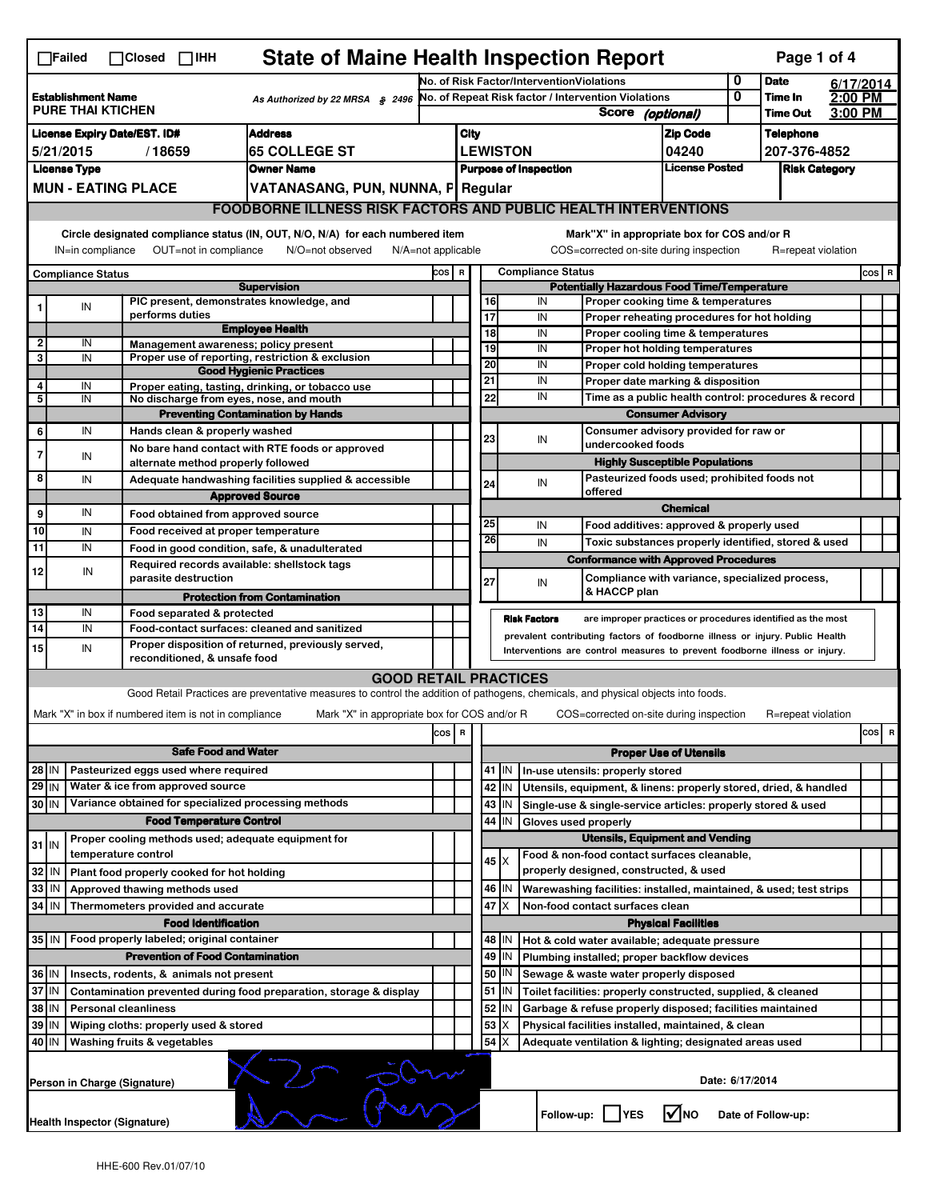☐Failed ☐Closed ☐IHH

# State of Maine Health Inspection Report

| | | | |
|---|---|---|---|
| **Establishment Name** PURE THAI KTICHEN | As Authorized by 22 MRSA § 2496 | No. of Risk Factor/InterventionViolations: 0 | **Date** 6/17/2014 |
| | | No. of Repeat Risk factor / Intervention Violations: 0 | **Time In** 2:00 PM |
| | | Score *(optional)* | **Time Out** 3:00 PM |

| License Expiry Date/EST. ID# | Address | City | Zip Code | Telephone |
|---|---|---|---|---|
| 5/21/2015 / 18659 | 65 COLLEGE ST | LEWISTON | 04240 | 207-376-4852 |

| License Type | Owner Name | Purpose of Inspection | License Posted | Risk Category |
|---|---|---|---|---|
| MUN - EATING PLACE | VATANASANG, PUN, NUNNA, P | Regular | | |

## FOODBORNE ILLNESS RISK FACTORS AND PUBLIC HEALTH INTERVENTIONS

Circle designated compliance status (IN, OUT, N/O, N/A) for each numbered item
IN=in compliance OUT=not in compliance N/O=not observed N/A=not applicable

Mark"X" in appropriate box for COS and/or R
COS=corrected on-site during inspection R=repeat violation

| # | Compliance Status | Item | COS | R |
|---|---|---|---|---|
| | | **Supervision** | | |
| 1 | IN | PIC present, demonstrates knowledge, and performs duties | | |
| | | **Employee Health** | | |
| 2 | IN | Management awareness; policy present | | |
| 3 | IN | Proper use of reporting, restriction & exclusion | | |
| | | **Good Hygienic Practices** | | |
| 4 | IN | Proper eating, tasting, drinking, or tobacco use | | |
| 5 | IN | No discharge from eyes, nose, and mouth | | |
| | | **Preventing Contamination by Hands** | | |
| 6 | IN | Hands clean & properly washed | | |
| 7 | IN | No bare hand contact with RTE foods or approved alternate method properly followed | | |
| 8 | IN | Adequate handwashing facilities supplied & accessible | | |
| | | **Approved Source** | | |
| 9 | IN | Food obtained from approved source | | |
| 10 | IN | Food received at proper temperature | | |
| 11 | IN | Food in good condition, safe, & unadulterated | | |
| 12 | IN | Required records available: shellstock tags parasite destruction | | |
| | | **Protection from Contamination** | | |
| 13 | IN | Food separated & protected | | |
| 14 | IN | Food-contact surfaces: cleaned and sanitized | | |
| 15 | IN | Proper disposition of returned, previously served, reconditioned, & unsafe food | | |
| | | **Potentially Hazardous Food Time/Temperature** | | |
| 16 | IN | Proper cooking time & temperatures | | |
| 17 | IN | Proper reheating procedures for hot holding | | |
| 18 | IN | Proper cooling time & temperatures | | |
| 19 | IN | Proper hot holding temperatures | | |
| 20 | IN | Proper cold holding temperatures | | |
| 21 | IN | Proper date marking & disposition | | |
| 22 | IN | Time as a public health control: procedures & record | | |
| | | **Consumer Advisory** | | |
| 23 | IN | Consumer advisory provided for raw or undercooked foods | | |
| | | **Highly Susceptible Populations** | | |
| 24 | IN | Pasteurized foods used; prohibited foods not offered | | |
| | | **Chemical** | | |
| 25 | IN | Food additives: approved & properly used | | |
| 26 | IN | Toxic substances properly identified, stored & used | | |
| | | **Conformance with Approved Procedures** | | |
| 27 | IN | Compliance with variance, specialized process, & HACCP plan | | |

**Risk Factors** are improper practices or procedures identified as the most prevalent contributing factors of foodborne illness or injury. Public Health Interventions are control measures to prevent foodborne illness or injury.

## GOOD RETAIL PRACTICES

Good Retail Practices are preventative measures to control the addition of pathogens, chemicals, and physical objects into foods.

Mark "X" in box if numbered item is not in compliance Mark "X" in appropriate box for COS and/or R COS=corrected on-site during inspection R=repeat violation

| # | Status | Item | COS | R |
|---|---|---|---|---|
| | | **Safe Food and Water** | | |
| 28 | IN | Pasteurized eggs used where required | | |
| 29 | IN | Water & ice from approved source | | |
| 30 | IN | Variance obtained for specialized processing methods | | |
| | | **Food Temperature Control** | | |
| 31 | IN | Proper cooling methods used; adequate equipment for temperature control | | |
| 32 | IN | Plant food properly cooked for hot holding | | |
| 33 | IN | Approved thawing methods used | | |
| 34 | IN | Thermometers provided and accurate | | |
| | | **Food Identification** | | |
| 35 | IN | Food properly labeled; original container | | |
| | | **Prevention of Food Contamination** | | |
| 36 | IN | Insects, rodents, & animals not present | | |
| 37 | IN | Contamination prevented during food preparation, storage & display | | |
| 38 | IN | Personal cleanliness | | |
| 39 | IN | Wiping cloths: properly used & stored | | |
| 40 | IN | Washing fruits & vegetables | | |
| | | **Proper Use of Utensils** | | |
| 41 | IN | In-use utensils: properly stored | | |
| 42 | IN | Utensils, equipment, & linens: properly stored, dried, & handled | | |
| 43 | IN | Single-use & single-service articles: properly stored & used | | |
| 44 | IN | Gloves used properly | | |
| | | **Utensils, Equipment and Vending** | | |
| 45 | X | Food & non-food contact surfaces cleanable, properly designed, constructed, & used | | |
| 46 | IN | Warewashing facilities: installed, maintained, & used; test strips | | |
| 47 | X | Non-food contact surfaces clean | | |
| | | **Physical Facilities** | | |
| 48 | IN | Hot & cold water available; adequate pressure | | |
| 49 | IN | Plumbing installed; proper backflow devices | | |
| 50 | IN | Sewage & waste water properly disposed | | |
| 51 | IN | Toilet facilities: properly constructed, supplied, & cleaned | | |
| 52 | IN | Garbage & refuse properly disposed; facilities maintained | | |
| 53 | X | Physical facilities installed, maintained, & clean | | |
| 54 | X | Adequate ventilation & lighting; designated areas used | | |

Person in Charge (Signature) [signature] Date: 6/17/2014

Health Inspector (Signature) [signature] Follow-up: ☐YES ☑NO Date of Follow-up:

HHE-600 Rev.01/07/10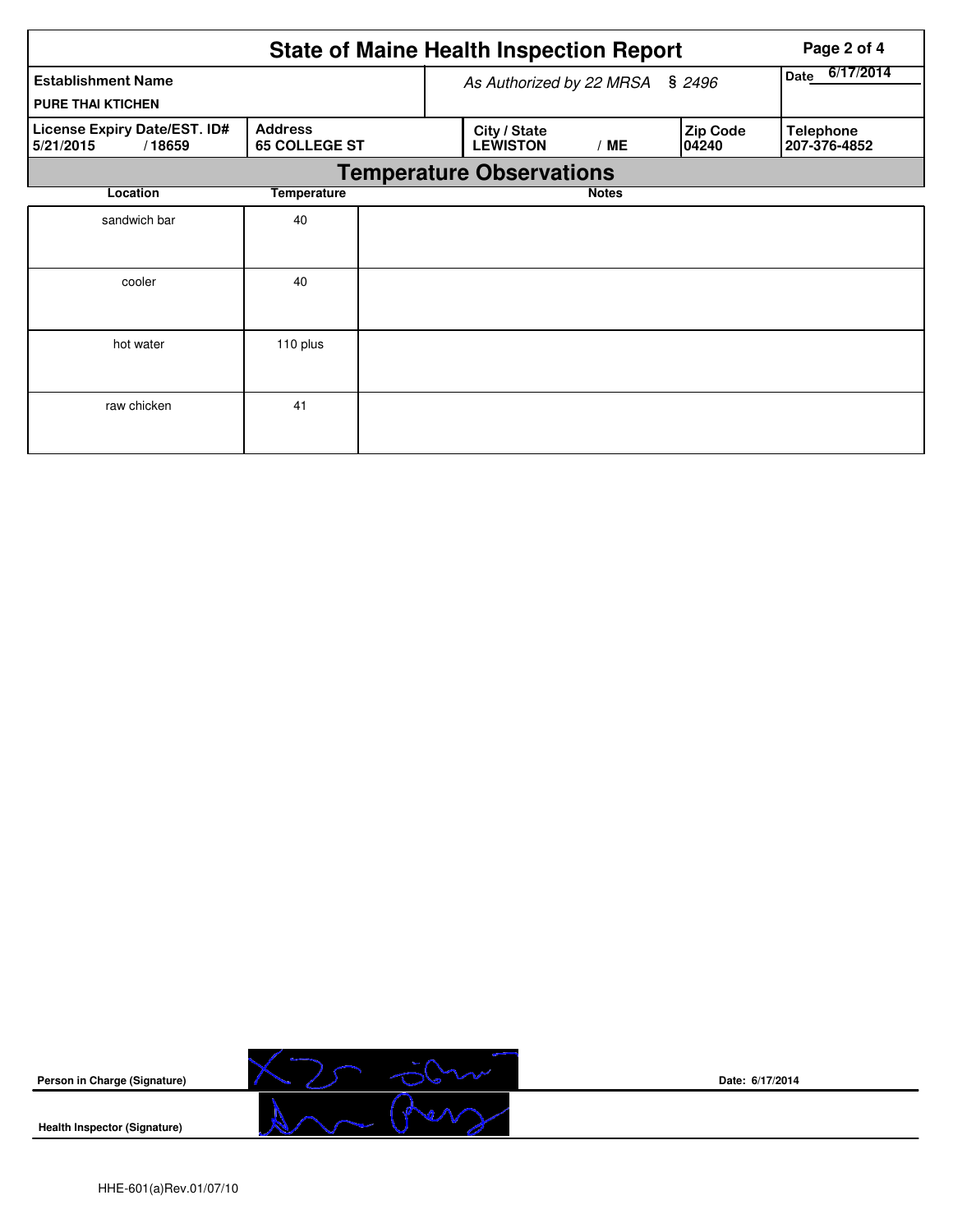# State of Maine Health Inspection Report

| Establishment Name | As Authorized by 22 MRSA § 2496 | Date 6/17/2014 |
|---|---|---|
| PURE THAI KTICHEN | | |

| License Expiry Date/EST. ID# | Address | City / State | Zip Code | Telephone |
|---|---|---|---|---|
| 5/21/2015 / 18659 | 65 COLLEGE ST | LEWISTON / ME | 04240 | 207-376-4852 |

## Temperature Observations

| Location | Temperature | Notes |
|---|---|---|
| sandwich bar | 40 | |
| cooler | 40 | |
| hot water | 110 plus | |
| raw chicken | 41 | |

**Person in Charge (Signature)** Date: 6/17/2014

**Health Inspector (Signature)**

HHE-601(a)Rev.01/07/10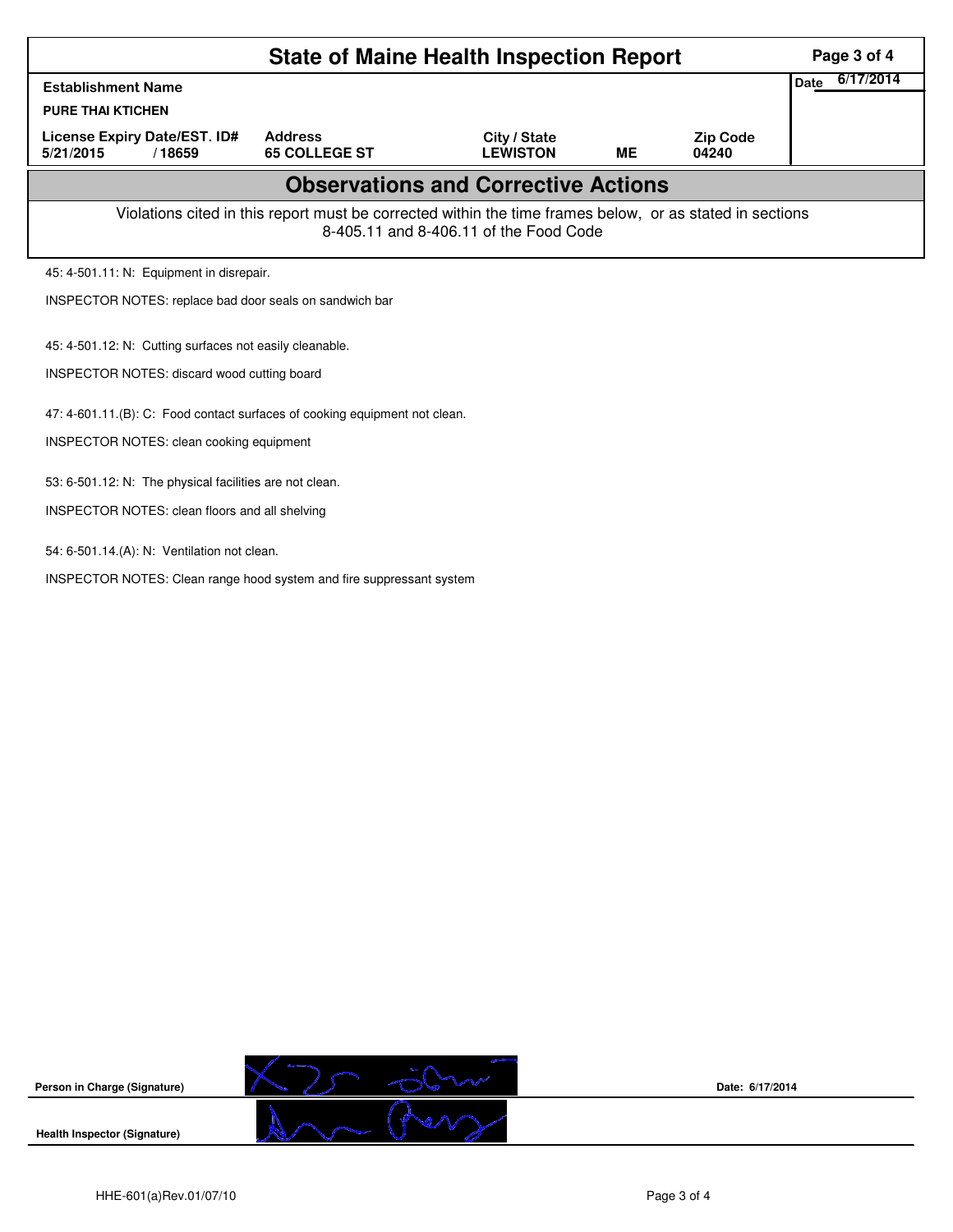# State of Maine Health Inspection Report

| Establishment Name | | | | | Date 6/17/2014 |
|---|---|---|---|---|---|
| PURE THAI KTICHEN | | | | | |
| License Expiry Date/EST. ID# | | Address | City / State | | Zip Code |
| 5/21/2015 | / 18659 | 65 COLLEGE ST | LEWISTON | ME | 04240 |

## Observations and Corrective Actions

Violations cited in this report must be corrected within the time frames below, or as stated in sections 8-405.11 and 8-406.11 of the Food Code

45: 4-501.11: N: Equipment in disrepair.

INSPECTOR NOTES: replace bad door seals on sandwich bar

45: 4-501.12: N: Cutting surfaces not easily cleanable.

INSPECTOR NOTES: discard wood cutting board

47: 4-601.11.(B): C: Food contact surfaces of cooking equipment not clean.

INSPECTOR NOTES: clean cooking equipment

53: 6-501.12: N: The physical facilities are not clean.

INSPECTOR NOTES: clean floors and all shelving

54: 6-501.14.(A): N: Ventilation not clean.

INSPECTOR NOTES: Clean range hood system and fire suppressant system

Person in Charge (Signature) | Date: 6/17/2014

Health Inspector (Signature)

HHE-601(a)Rev.01/07/10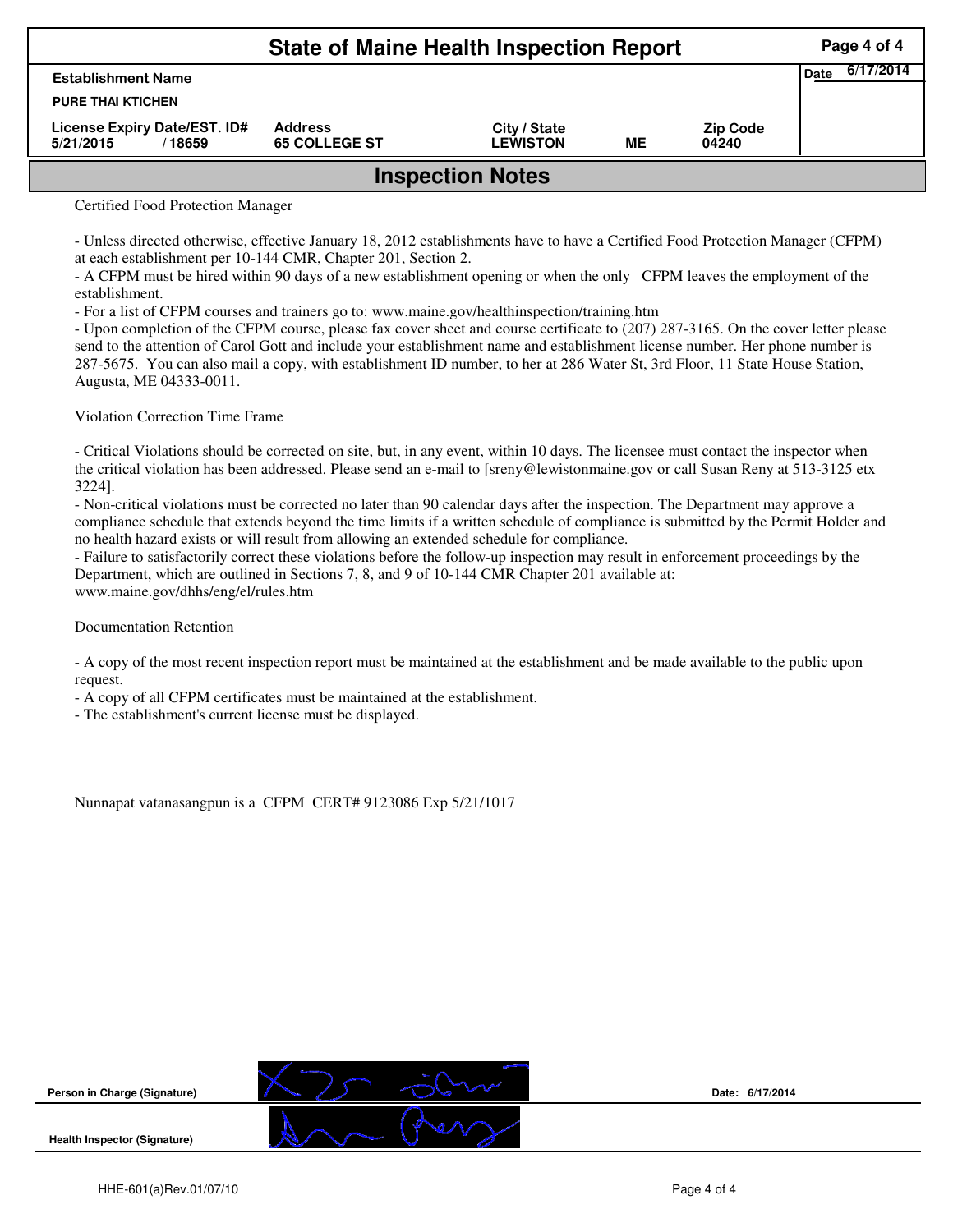# State of Maine Health Inspection Report

| Establishment Name | | | | | Date 6/17/2014 |
|---|---|---|---|---|---|
| PURE THAI KTICHEN | | | | | |
| License Expiry Date/EST. ID# | Address | City / State | | Zip Code | |
| 5/21/2015 / 18659 | 65 COLLEGE ST | LEWISTON | ME | 04240 | |

## Inspection Notes

Certified Food Protection Manager

- Unless directed otherwise, effective January 18, 2012 establishments have to have a Certified Food Protection Manager (CFPM) at each establishment per 10-144 CMR, Chapter 201, Section 2.
- A CFPM must be hired within 90 days of a new establishment opening or when the only CFPM leaves the employment of the establishment.
- For a list of CFPM courses and trainers go to: www.maine.gov/healthinspection/training.htm
- Upon completion of the CFPM course, please fax cover sheet and course certificate to (207) 287-3165. On the cover letter please send to the attention of Carol Gott and include your establishment name and establishment license number. Her phone number is 287-5675. You can also mail a copy, with establishment ID number, to her at 286 Water St, 3rd Floor, 11 State House Station, Augusta, ME 04333-0011.

Violation Correction Time Frame

- Critical Violations should be corrected on site, but, in any event, within 10 days. The licensee must contact the inspector when the critical violation has been addressed. Please send an e-mail to [sreny@lewistonmaine.gov or call Susan Reny at 513-3125 etx 3224].
- Non-critical violations must be corrected no later than 90 calendar days after the inspection. The Department may approve a compliance schedule that extends beyond the time limits if a written schedule of compliance is submitted by the Permit Holder and no health hazard exists or will result from allowing an extended schedule for compliance.
- Failure to satisfactorily correct these violations before the follow-up inspection may result in enforcement proceedings by the Department, which are outlined in Sections 7, 8, and 9 of 10-144 CMR Chapter 201 available at: www.maine.gov/dhhs/eng/el/rules.htm

Documentation Retention

- A copy of the most recent inspection report must be maintained at the establishment and be made available to the public upon request.
- A copy of all CFPM certificates must be maintained at the establishment.
- The establishment's current license must be displayed.

Nunnapat vatanasangpun is a CFPM CERT# 9123086 Exp 5/21/1017

**Person in Charge (Signature)** _[signature]_ **Date: 6/17/2014**

**Health Inspector (Signature)** _[signature]_

HHE-601(a)Rev.01/07/10